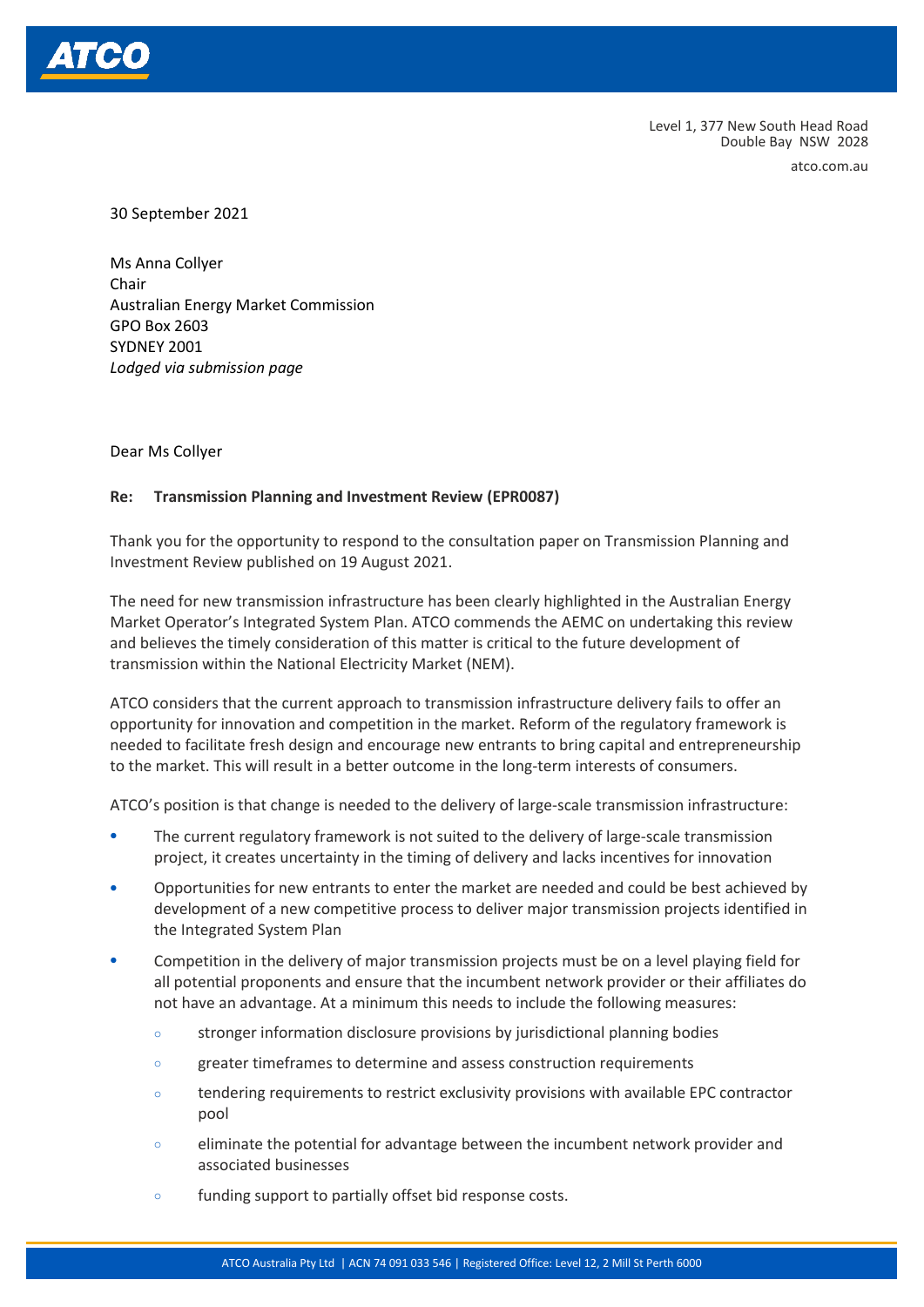Level 1, 377 New South Head Road
Double Bay NSW 2028

atco.com.au

30 September 2021

Ms Anna Collyer
Chair
Australian Energy Market Commission
GPO Box 2603
SYDNEY 2001
*Lodged via submission page*

Dear Ms Collyer

**Re: Transmission Planning and Investment Review (EPR0087)**

Thank you for the opportunity to respond to the consultation paper on Transmission Planning and Investment Review published on 19 August 2021.

The need for new transmission infrastructure has been clearly highlighted in the Australian Energy Market Operator's Integrated System Plan. ATCO commends the AEMC on undertaking this review and believes the timely consideration of this matter is critical to the future development of transmission within the National Electricity Market (NEM).

ATCO considers that the current approach to transmission infrastructure delivery fails to offer an opportunity for innovation and competition in the market. Reform of the regulatory framework is needed to facilitate fresh design and encourage new entrants to bring capital and entrepreneurship to the market. This will result in a better outcome in the long-term interests of consumers.

ATCO's position is that change is needed to the delivery of large-scale transmission infrastructure:

- The current regulatory framework is not suited to the delivery of large-scale transmission project, it creates uncertainty in the timing of delivery and lacks incentives for innovation
- Opportunities for new entrants to enter the market are needed and could be best achieved by development of a new competitive process to deliver major transmission projects identified in the Integrated System Plan
- Competition in the delivery of major transmission projects must be on a level playing field for all potential proponents and ensure that the incumbent network provider or their affiliates do not have an advantage. At a minimum this needs to include the following measures:
  - stronger information disclosure provisions by jurisdictional planning bodies
  - greater timeframes to determine and assess construction requirements
  - tendering requirements to restrict exclusivity provisions with available EPC contractor pool
  - eliminate the potential for advantage between the incumbent network provider and associated businesses
  - funding support to partially offset bid response costs.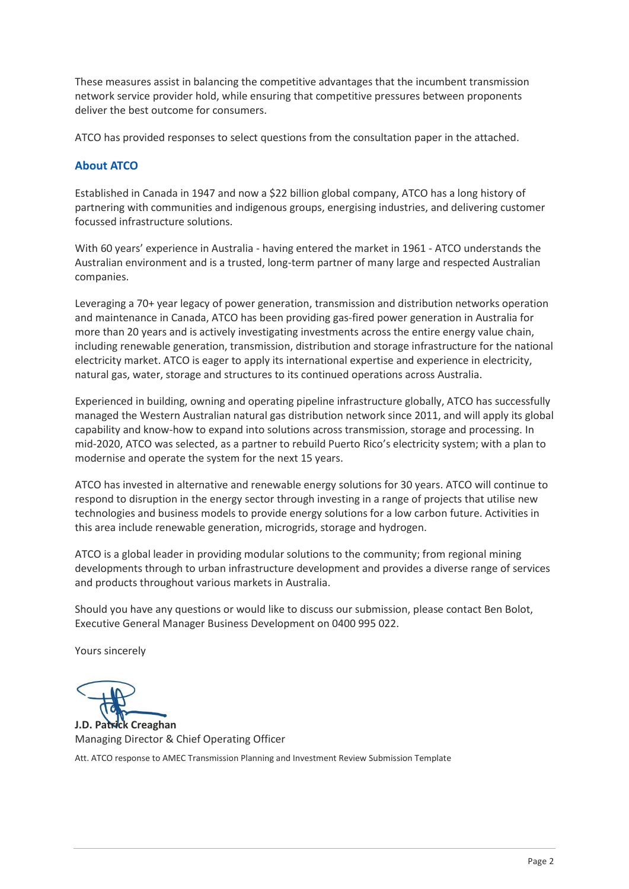These measures assist in balancing the competitive advantages that the incumbent transmission network service provider hold, while ensuring that competitive pressures between proponents deliver the best outcome for consumers.

ATCO has provided responses to select questions from the consultation paper in the attached.

## About ATCO

Established in Canada in 1947 and now a $22 billion global company, ATCO has a long history of partnering with communities and indigenous groups, energising industries, and delivering customer focussed infrastructure solutions.

With 60 years' experience in Australia - having entered the market in 1961 - ATCO understands the Australian environment and is a trusted, long-term partner of many large and respected Australian companies.

Leveraging a 70+ year legacy of power generation, transmission and distribution networks operation and maintenance in Canada, ATCO has been providing gas-fired power generation in Australia for more than 20 years and is actively investigating investments across the entire energy value chain, including renewable generation, transmission, distribution and storage infrastructure for the national electricity market. ATCO is eager to apply its international expertise and experience in electricity, natural gas, water, storage and structures to its continued operations across Australia.

Experienced in building, owning and operating pipeline infrastructure globally, ATCO has successfully managed the Western Australian natural gas distribution network since 2011, and will apply its global capability and know-how to expand into solutions across transmission, storage and processing. In mid-2020, ATCO was selected, as a partner to rebuild Puerto Rico's electricity system; with a plan to modernise and operate the system for the next 15 years.

ATCO has invested in alternative and renewable energy solutions for 30 years. ATCO will continue to respond to disruption in the energy sector through investing in a range of projects that utilise new technologies and business models to provide energy solutions for a low carbon future. Activities in this area include renewable generation, microgrids, storage and hydrogen.

ATCO is a global leader in providing modular solutions to the community; from regional mining developments through to urban infrastructure development and provides a diverse range of services and products throughout various markets in Australia.

Should you have any questions or would like to discuss our submission, please contact Ben Bolot, Executive General Manager Business Development on 0400 995 022.

Yours sincerely

**J.D. Patrick Creaghan**
Managing Director & Chief Operating Officer

Att. ATCO response to AMEC Transmission Planning and Investment Review Submission Template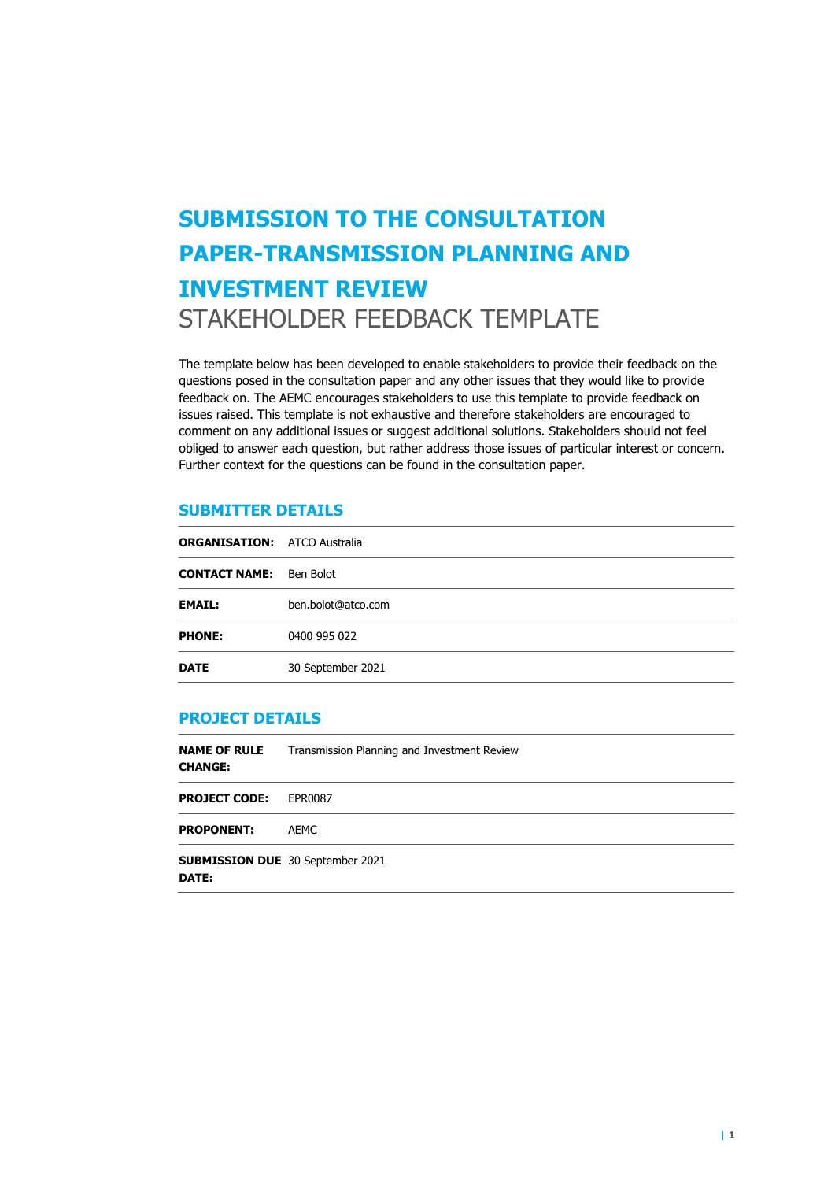# SUBMISSION TO THE CONSULTATION PAPER-TRANSMISSION PLANNING AND INVESTMENT REVIEW

STAKEHOLDER FEEDBACK TEMPLATE

The template below has been developed to enable stakeholders to provide their feedback on the questions posed in the consultation paper and any other issues that they would like to provide feedback on. The AEMC encourages stakeholders to use this template to provide feedback on issues raised. This template is not exhaustive and therefore stakeholders are encouraged to comment on any additional issues or suggest additional solutions. Stakeholders should not feel obliged to answer each question, but rather address those issues of particular interest or concern. Further context for the questions can be found in the consultation paper.

## SUBMITTER DETAILS

| | |
|---|---|
| **ORGANISATION:** | ATCO Australia |
| **CONTACT NAME:** | Ben Bolot |
| **EMAIL:** | ben.bolot@atco.com |
| **PHONE:** | 0400 995 022 |
| **DATE** | 30 September 2021 |

## PROJECT DETAILS

| | |
|---|---|
| **NAME OF RULE CHANGE:** | Transmission Planning and Investment Review |
| **PROJECT CODE:** | EPR0087 |
| **PROPONENT:** | AEMC |
| **SUBMISSION DUE DATE:** | 30 September 2021 |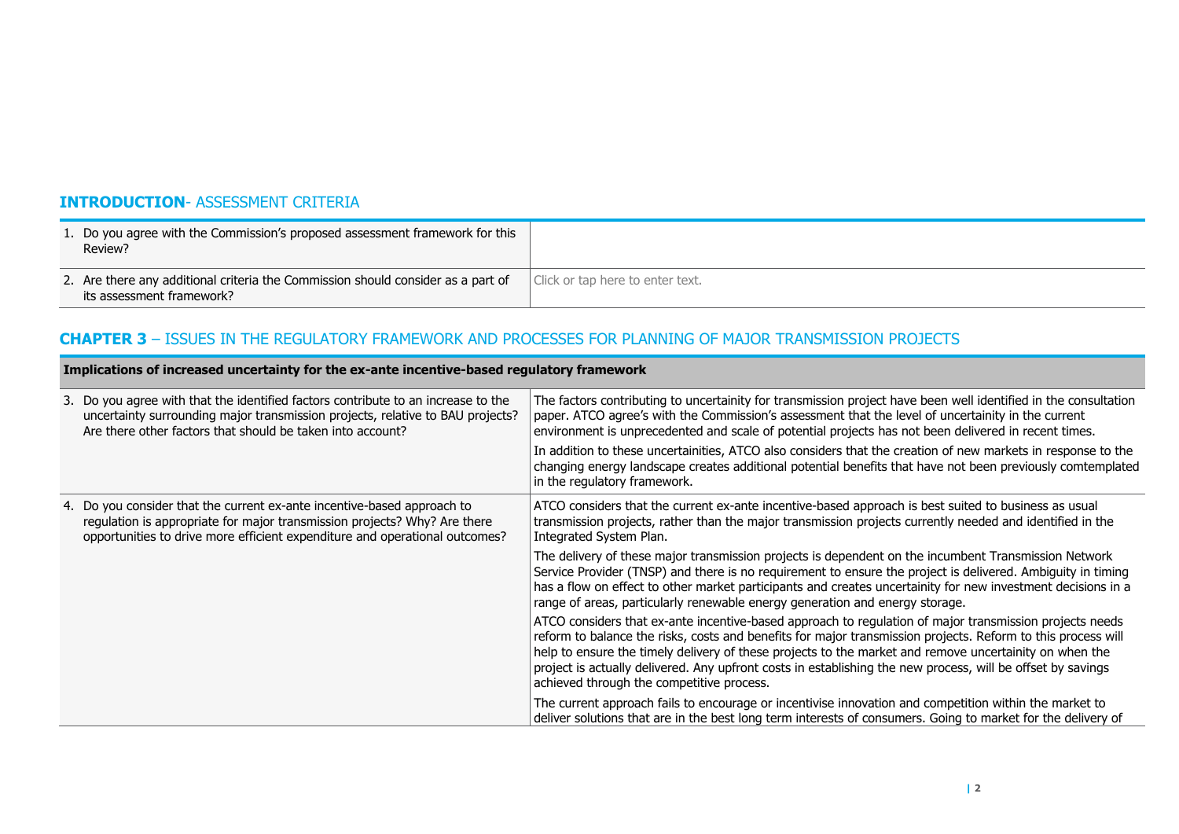## **INTRODUCTION**- ASSESSMENT CRITERIA

| | |
|---|---|
| 1. Do you agree with the Commission's proposed assessment framework for this Review? | |
| 2. Are there any additional criteria the Commission should consider as a part of its assessment framework? | Click or tap here to enter text. |

## **CHAPTER 3** – ISSUES IN THE REGULATORY FRAMEWORK AND PROCESSES FOR PLANNING OF MAJOR TRANSMISSION PROJECTS

| **Implications of increased uncertainty for the ex-ante incentive-based regulatory framework** | |
|---|---|
| 3. Do you agree with that the identified factors contribute to an increase to the uncertainty surrounding major transmission projects, relative to BAU projects? Are there other factors that should be taken into account? | The factors contributing to uncertainty for transmission project have been well identified in the consultation paper. ATCO agree's with the Commission's assessment that the level of uncertainty in the current environment is unprecedented and scale of potential projects has not been delivered in recent times.<br><br>In addition to these uncertainities, ATCO also considers that the creation of new markets in response to the changing energy landscape creates additional potential benefits that have not been previously comtemplated in the regulatory framework. |
| 4. Do you consider that the current ex-ante incentive-based approach to regulation is appropriate for major transmission projects? Why? Are there opportunities to drive more efficient expenditure and operational outcomes? | ATCO considers that the current ex-ante incentive-based approach is best suited to business as usual transmission projects, rather than the major transmission projects currently needed and identified in the Integrated System Plan.<br><br>The delivery of these major transmission projects is dependent on the incumbent Transmission Network Service Provider (TNSP) and there is no requirement to ensure the project is delivered. Ambiguity in timing has a flow on effect to other market participants and creates uncertainty for new investment decisions in a range of areas, particularly renewable energy generation and energy storage.<br><br>ATCO considers that ex-ante incentive-based approach to regulation of major transmission projects needs reform to balance the risks, costs and benefits for major transmission projects. Reform to this process will help to ensure the timely delivery of these projects to the market and remove uncertainity on when the project is actually delivered. Any upfront costs in establishing the new process, will be offset by savings achieved through the competitive process.<br><br>The current approach fails to encourage or incentivise innovation and competition within the market to deliver solutions that are in the best long term interests of consumers. Going to market for the delivery of |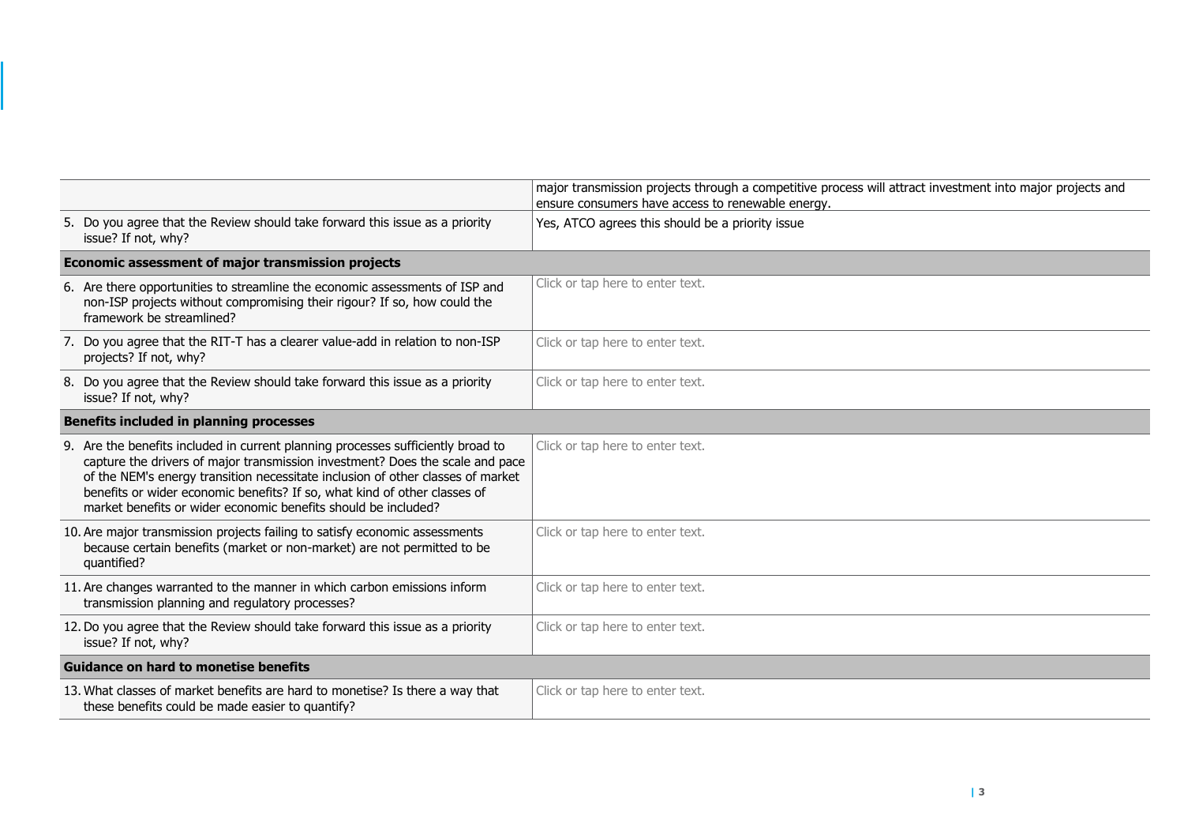| | |
|---|---|
| | major transmission projects through a competitive process will attract investment into major projects and ensure consumers have access to renewable energy. |
| 5. Do you agree that the Review should take forward this issue as a priority issue? If not, why? | Yes, ATCO agrees this should be a priority issue |
| **Economic assessment of major transmission projects** | |
| 6. Are there opportunities to streamline the economic assessments of ISP and non-ISP projects without compromising their rigour? If so, how could the framework be streamlined? | Click or tap here to enter text. |
| 7. Do you agree that the RIT-T has a clearer value-add in relation to non-ISP projects? If not, why? | Click or tap here to enter text. |
| 8. Do you agree that the Review should take forward this issue as a priority issue? If not, why? | Click or tap here to enter text. |
| **Benefits included in planning processes** | |
| 9. Are the benefits included in current planning processes sufficiently broad to capture the drivers of major transmission investment? Does the scale and pace of the NEM's energy transition necessitate inclusion of other classes of market benefits or wider economic benefits? If so, what kind of other classes of market benefits or wider economic benefits should be included? | Click or tap here to enter text. |
| 10. Are major transmission projects failing to satisfy economic assessments because certain benefits (market or non-market) are not permitted to be quantified? | Click or tap here to enter text. |
| 11. Are changes warranted to the manner in which carbon emissions inform transmission planning and regulatory processes? | Click or tap here to enter text. |
| 12. Do you agree that the Review should take forward this issue as a priority issue? If not, why? | Click or tap here to enter text. |
| **Guidance on hard to monetise benefits** | |
| 13. What classes of market benefits are hard to monetise? Is there a way that these benefits could be made easier to quantify? | Click or tap here to enter text. |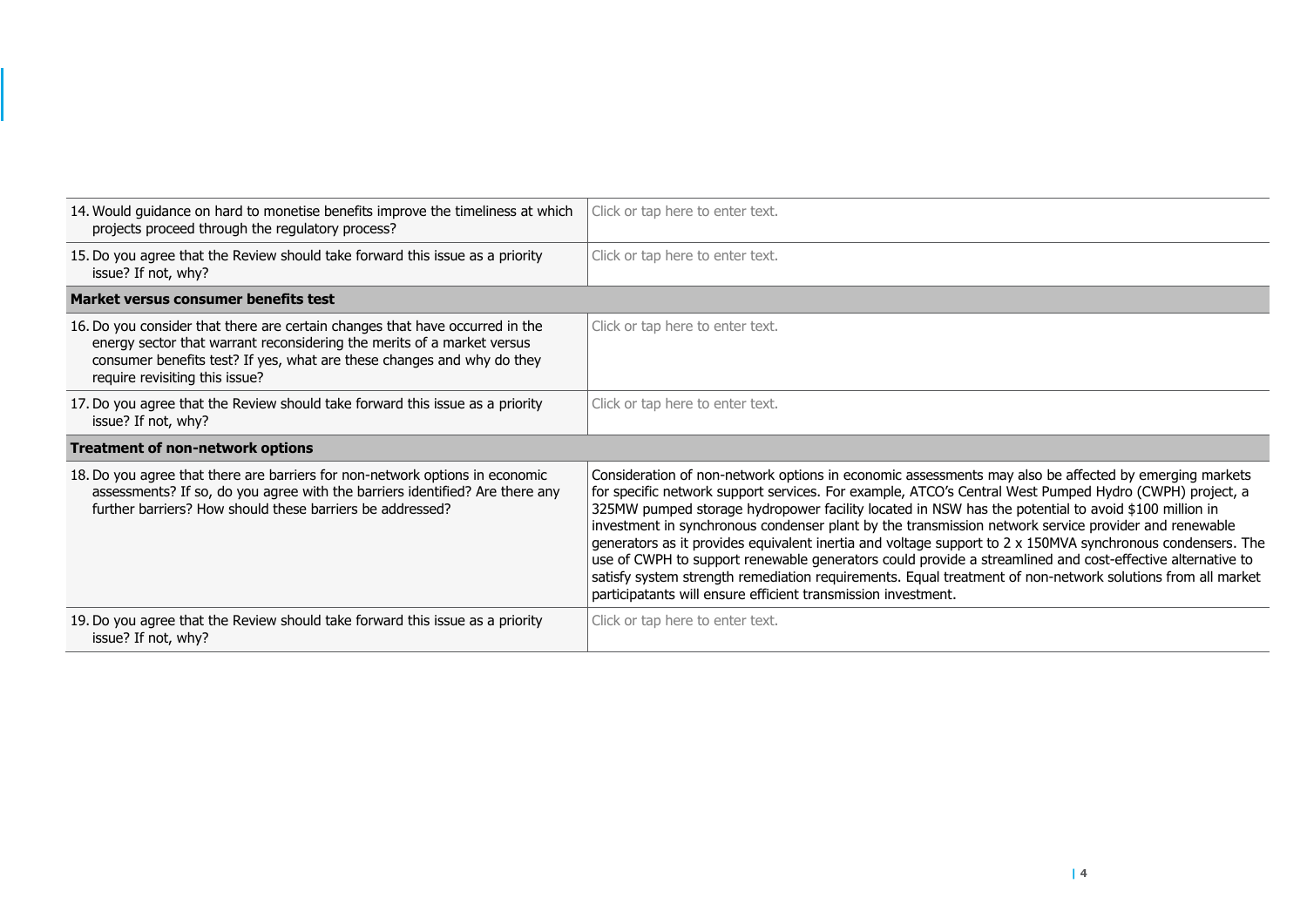| | |
|---|---|
| 14. Would guidance on hard to monetise benefits improve the timeliness at which projects proceed through the regulatory process? | Click or tap here to enter text. |
| 15. Do you agree that the Review should take forward this issue as a priority issue? If not, why? | Click or tap here to enter text. |
| **Market versus consumer benefits test** | |
| 16. Do you consider that there are certain changes that have occurred in the energy sector that warrant reconsidering the merits of a market versus consumer benefits test? If yes, what are these changes and why do they require revisiting this issue? | Click or tap here to enter text. |
| 17. Do you agree that the Review should take forward this issue as a priority issue? If not, why? | Click or tap here to enter text. |
| **Treatment of non-network options** | |
| 18. Do you agree that there are barriers for non-network options in economic assessments? If so, do you agree with the barriers identified? Are there any further barriers? How should these barriers be addressed? | Consideration of non-network options in economic assessments may also be affected by emerging markets for specific network support services. For example, ATCO's Central West Pumped Hydro (CWPH) project, a 325MW pumped storage hydropower facility located in NSW has the potential to avoid $100 million in investment in synchronous condenser plant by the transmission network service provider and renewable generators as it provides equivalent inertia and voltage support to 2 x 150MVA synchronous condensers. The use of CWPH to support renewable generators could provide a streamlined and cost-effective alternative to satisfy system strength remediation requirements. Equal treatment of non-network solutions from all market participatants will ensure efficient transmission investment. |
| 19. Do you agree that the Review should take forward this issue as a priority issue? If not, why? | Click or tap here to enter text. |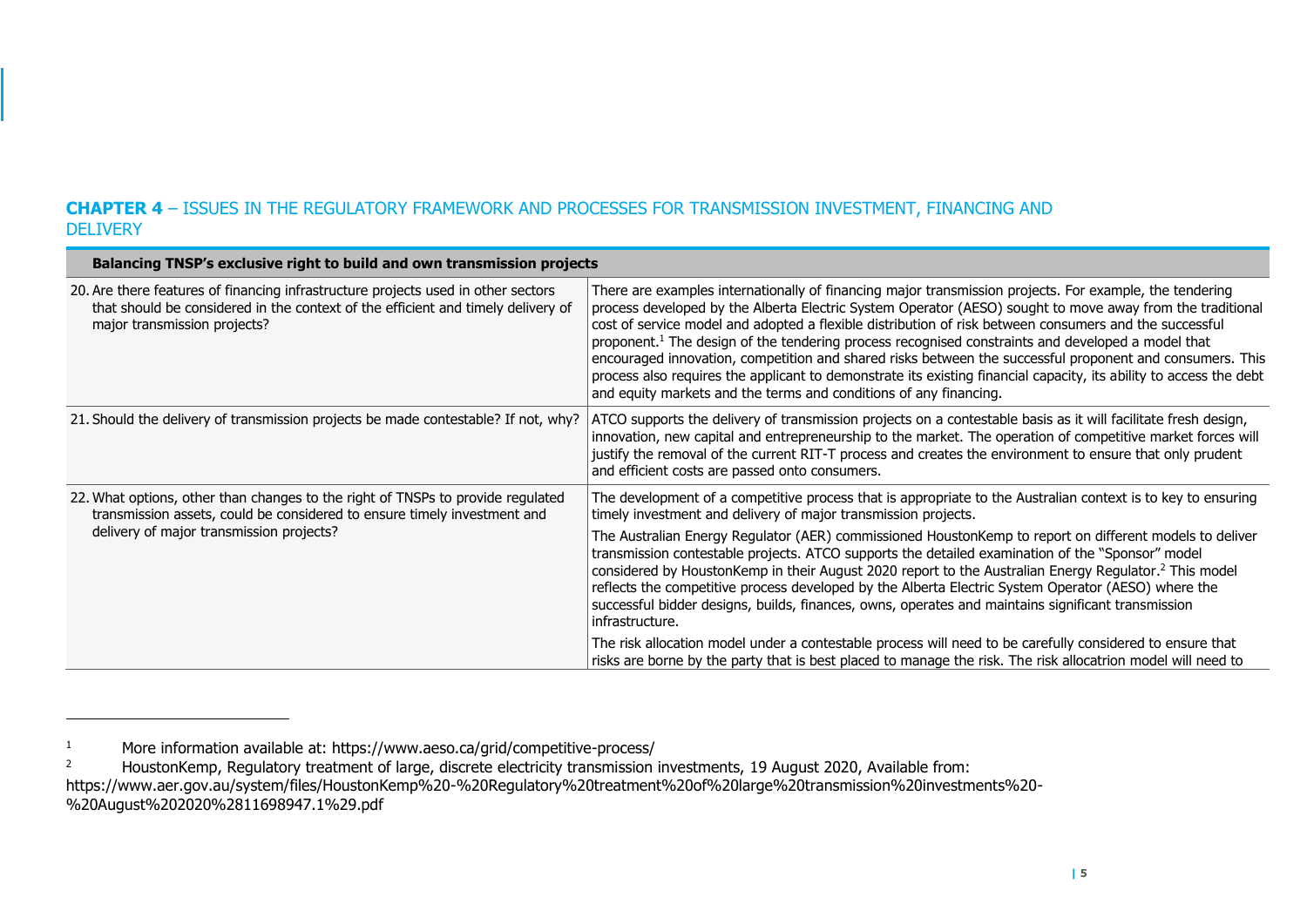## CHAPTER 4 – ISSUES IN THE REGULATORY FRAMEWORK AND PROCESSES FOR TRANSMISSION INVESTMENT, FINANCING AND DELIVERY

| Balancing TNSP's exclusive right to build and own transmission projects | |
|---|---|
| 20. Are there features of financing infrastructure projects used in other sectors that should be considered in the context of the efficient and timely delivery of major transmission projects? | There are examples internationally of financing major transmission projects. For example, the tendering process developed by the Alberta Electric System Operator (AESO) sought to move away from the traditional cost of service model and adopted a flexible distribution of risk between consumers and the successful proponent.[1] The design of the tendering process recognised constraints and developed a model that encouraged innovation, competition and shared risks between the successful proponent and consumers. This process also requires the applicant to demonstrate its existing financial capacity, its ability to access the debt and equity markets and the terms and conditions of any financing. |
| 21. Should the delivery of transmission projects be made contestable? If not, why? | ATCO supports the delivery of transmission projects on a contestable basis as it will facilitate fresh design, innovation, new capital and entrepreneurship to the market. The operation of competitive market forces will justify the removal of the current RIT-T process and creates the environment to ensure that only prudent and efficient costs are passed onto consumers. |
| 22. What options, other than changes to the right of TNSPs to provide regulated transmission assets, could be considered to ensure timely investment and delivery of major transmission projects? | The development of a competitive process that is appropriate to the Australian context is to key to ensuring timely investment and delivery of major transmission projects.<br><br>The Australian Energy Regulator (AER) commissioned HoustonKemp to report on different models to deliver transmission contestable projects. ATCO supports the detailed examination of the "Sponsor" model considered by HoustonKemp in their August 2020 report to the Australian Energy Regulator.[2] This model reflects the competitive process developed by the Alberta Electric System Operator (AESO) where the successful bidder designs, builds, finances, owns, operates and maintains significant transmission infrastructure.<br><br>The risk allocation model under a contestable process will need to be carefully considered to ensure that risks are borne by the party that is best placed to manage the risk. The risk allocatrion model will need to |

[1] More information available at: https://www.aeso.ca/grid/competitive-process/

[2] HoustonKemp, Regulatory treatment of large, discrete electricity transmission investments, 19 August 2020, Available from: https://www.aer.gov.au/system/files/HoustonKemp%20-%20Regulatory%20treatment%20of%20large%20transmission%20investments%20-%20August%202020%2811698947.1%29.pdf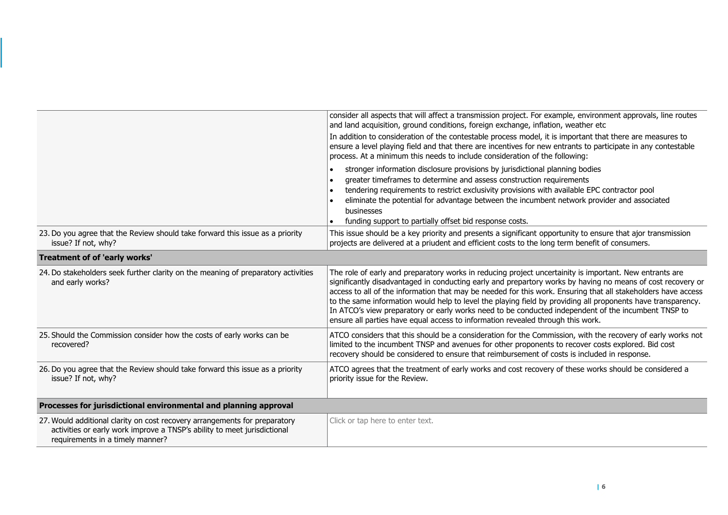| | |
|---|---|
| | consider all aspects that will affect a transmission project. For example, environment approvals, line routes and land acquisition, ground conditions, foreign exchange, inflation, weather etc<br><br>In addition to consideration of the contestable process model, it is important that there are measures to ensure a level playing field and that there are incentives for new entrants to participate in any contestable process. At a minimum this needs to include consideration of the following:<br><br>• stronger information disclosure provisions by jurisdictional planning bodies<br>• greater timeframes to determine and assess construction requirements<br>• tendering requirements to restrict exclusivity provisions with available EPC contractor pool<br>• eliminate the potential for advantage between the incumbent network provider and associated businesses<br>• funding support to partially offset bid response costs. |
| 23. Do you agree that the Review should take forward this issue as a priority issue? If not, why? | This issue should be a key priority and presents a significant opportunity to ensure that ajor transmission projects are delivered at a priudent and efficient costs to the long term benefit of consumers. |
| **Treatment of of 'early works'** | |
| 24. Do stakeholders seek further clarity on the meaning of preparatory activities and early works? | The role of early and preparatory works in reducing project uncertainity is important. New entrants are significantly disadvantaged in conducting early and prepartory works by having no means of cost recovery or access to all of the information that may be needed for this work. Ensuring that all stakeholders have access to the same information would help to level the playing field by providing all proponents have transparency. In ATCO's view preparatory or early works need to be conducted independent of the incumbent TNSP to ensure all parties have equal access to information revealed through this work. |
| 25. Should the Commission consider how the costs of early works can be recovered? | ATCO considers that this should be a consideration for the Commission, with the recovery of early works not limited to the incumbent TNSP and avenues for other proponents to recover costs explored. Bid cost recovery should be considered to ensure that reimbursement of costs is included in response. |
| 26. Do you agree that the Review should take forward this issue as a priority issue? If not, why? | ATCO agrees that the treatment of early works and cost recovery of these works should be considered a priority issue for the Review. |
| **Processes for jurisdictional environmental and planning approval** | |
| 27. Would additional clarity on cost recovery arrangements for preparatory activities or early work improve a TNSP's ability to meet jurisdictional requirements in a timely manner? | Click or tap here to enter text. |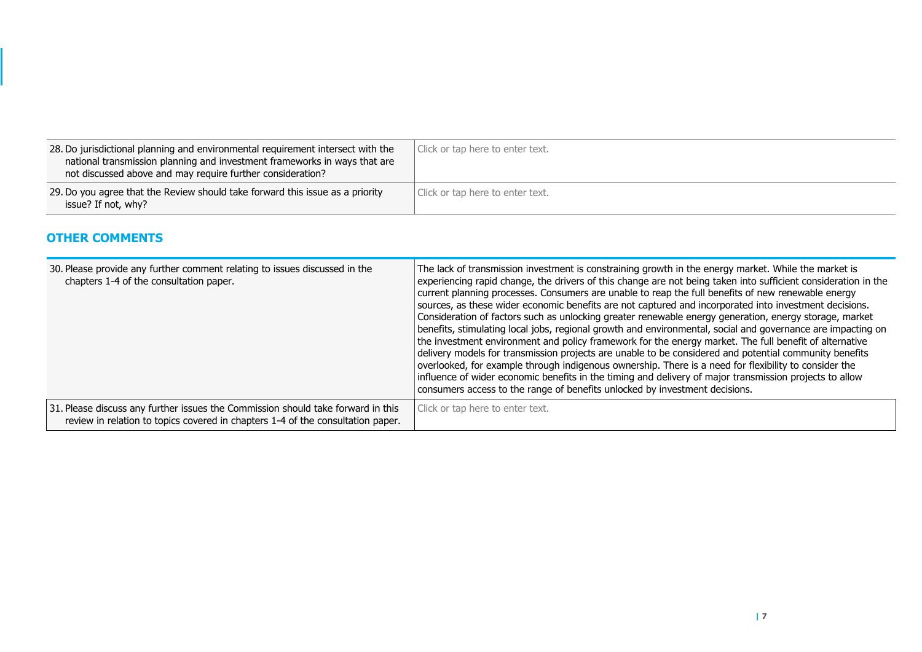| | |
|---|---|
| 28. Do jurisdictional planning and environmental requirement intersect with the national transmission planning and investment frameworks in ways that are not discussed above and may require further consideration? | Click or tap here to enter text. |
| 29. Do you agree that the Review should take forward this issue as a priority issue? If not, why? | Click or tap here to enter text. |

## OTHER COMMENTS

| | |
|---|---|
| 30. Please provide any further comment relating to issues discussed in the chapters 1-4 of the consultation paper. | The lack of transmission investment is constraining growth in the energy market. While the market is experiencing rapid change, the drivers of this change are not being taken into sufficient consideration in the current planning processes. Consumers are unable to reap the full benefits of new renewable energy sources, as these wider economic benefits are not captured and incorporated into investment decisions. Consideration of factors such as unlocking greater renewable energy generation, energy storage, market benefits, stimulating local jobs, regional growth and environmental, social and governance are impacting on the investment environment and policy framework for the energy market. The full benefit of alternative delivery models for transmission projects are unable to be considered and potential community benefits overlooked, for example through indigenous ownership. There is a need for flexibility to consider the influence of wider economic benefits in the timing and delivery of major transmission projects to allow consumers access to the range of benefits unlocked by investment decisions. |
| 31. Please discuss any further issues the Commission should take forward in this review in relation to topics covered in chapters 1-4 of the consultation paper. | Click or tap here to enter text. |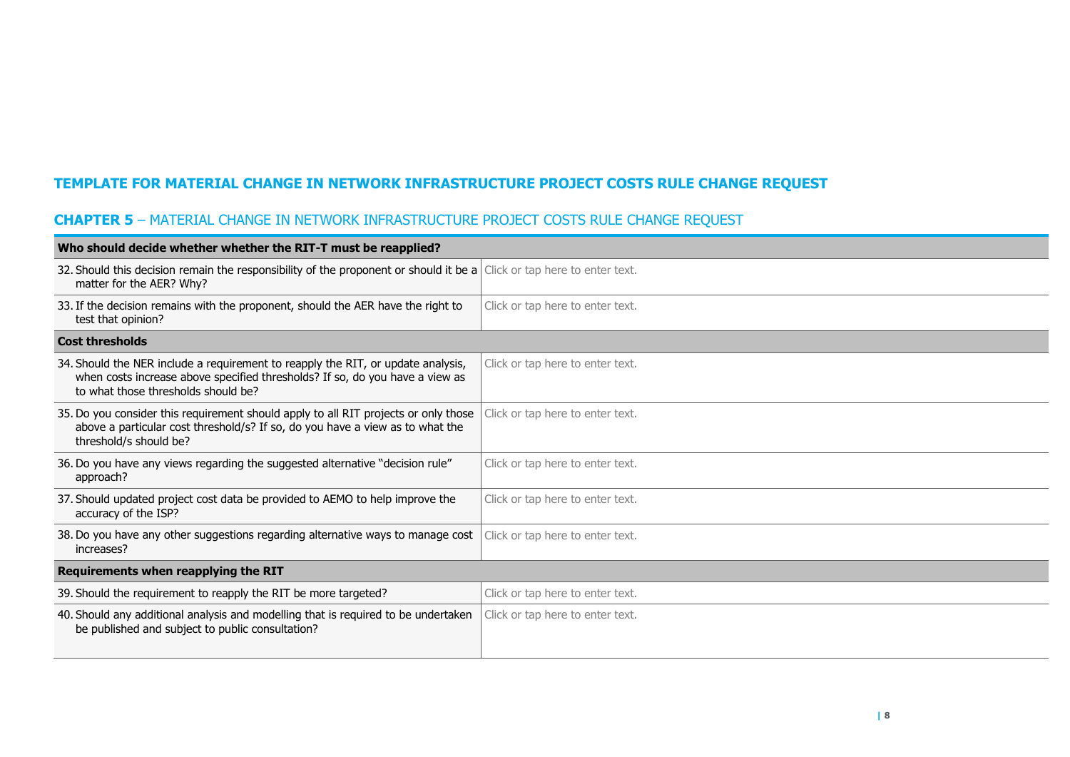## TEMPLATE FOR MATERIAL CHANGE IN NETWORK INFRASTRUCTURE PROJECT COSTS RULE CHANGE REQUEST

### **CHAPTER 5** – MATERIAL CHANGE IN NETWORK INFRASTRUCTURE PROJECT COSTS RULE CHANGE REQUEST

| **Who should decide whether whether the RIT-T must be reapplied?** | |
|---|---|
| 32. Should this decision remain the responsibility of the proponent or should it be a matter for the AER? Why? | Click or tap here to enter text. |
| 33. If the decision remains with the proponent, should the AER have the right to test that opinion? | Click or tap here to enter text. |
| **Cost thresholds** | |
| 34. Should the NER include a requirement to reapply the RIT, or update analysis, when costs increase above specified thresholds? If so, do you have a view as to what those thresholds should be? | Click or tap here to enter text. |
| 35. Do you consider this requirement should apply to all RIT projects or only those above a particular cost threshold/s? If so, do you have a view as to what the threshold/s should be? | Click or tap here to enter text. |
| 36. Do you have any views regarding the suggested alternative "decision rule" approach? | Click or tap here to enter text. |
| 37. Should updated project cost data be provided to AEMO to help improve the accuracy of the ISP? | Click or tap here to enter text. |
| 38. Do you have any other suggestions regarding alternative ways to manage cost increases? | Click or tap here to enter text. |
| **Requirements when reapplying the RIT** | |
| 39. Should the requirement to reapply the RIT be more targeted? | Click or tap here to enter text. |
| 40. Should any additional analysis and modelling that is required to be undertaken be published and subject to public consultation? | Click or tap here to enter text. |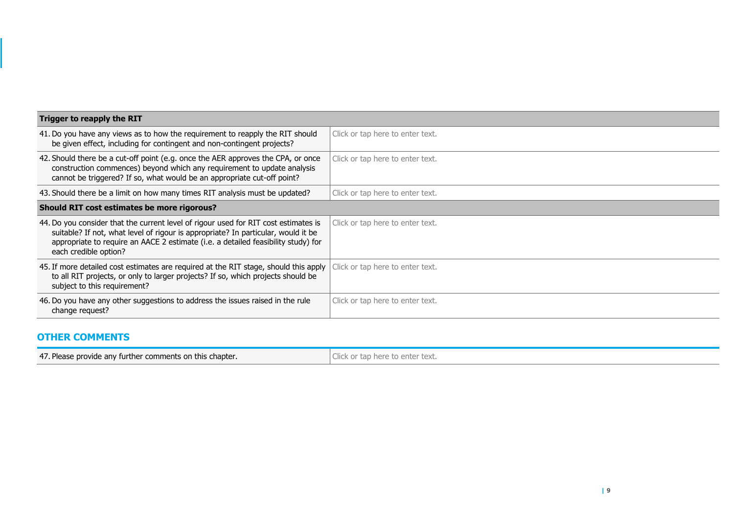| | |
|---|---|
| **Trigger to reapply the RIT** | |
| 41. Do you have any views as to how the requirement to reapply the RIT should be given effect, including for contingent and non-contingent projects? | Click or tap here to enter text. |
| 42. Should there be a cut-off point (e.g. once the AER approves the CPA, or once construction commences) beyond which any requirement to update analysis cannot be triggered? If so, what would be an appropriate cut-off point? | Click or tap here to enter text. |
| 43. Should there be a limit on how many times RIT analysis must be updated? | Click or tap here to enter text. |
| **Should RIT cost estimates be more rigorous?** | |
| 44. Do you consider that the current level of rigour used for RIT cost estimates is suitable? If not, what level of rigour is appropriate? In particular, would it be appropriate to require an AACE 2 estimate (i.e. a detailed feasibility study) for each credible option? | Click or tap here to enter text. |
| 45. If more detailed cost estimates are required at the RIT stage, should this apply to all RIT projects, or only to larger projects? If so, which projects should be subject to this requirement? | Click or tap here to enter text. |
| 46. Do you have any other suggestions to address the issues raised in the rule change request? | Click or tap here to enter text. |

## OTHER COMMENTS

| | |
|---|---|
| 47. Please provide any further comments on this chapter. | Click or tap here to enter text. |